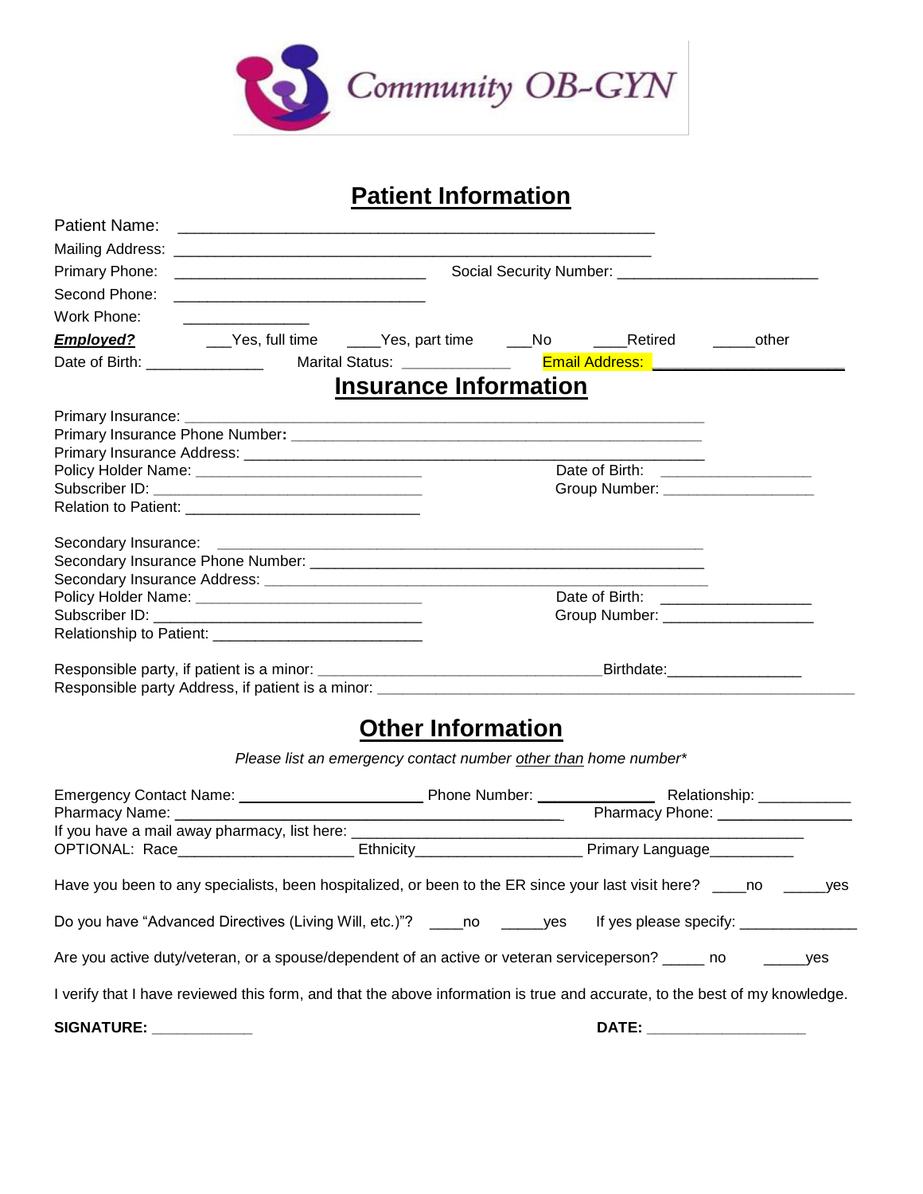Community OB-GYN

# Patient Information

Patient Name: ______________________________________________________

Mailing Address: ______________________________________________________

Primary Phone: ____________________________ Social Security Number: _______________________

Second Phone: ____________________________

Work Phone: ______________

***Employed?*** ___Yes, full time ____Yes, part time ___No ____Retired _____other

Date of Birth: _____________ Marital Status: ____________ Email Address: ______________________

# Insurance Information

Primary Insurance: ________________________________________________________

Primary Insurance Phone Number**:** _______________________________________________

Primary Insurance Address: ____________________________________________________

Policy Holder Name: __________________________ Date of Birth: _________________

Subscriber ID: ______________________________ Group Number: _________________

Relation to Patient: ___________________________

Secondary Insurance: ________________________________________________________

Secondary Insurance Phone Number: _____________________________________________

Secondary Insurance Address: __________________________________________________

Policy Holder Name: __________________________ Date of Birth: _________________

Subscriber ID: ______________________________ Group Number: _________________

Relationship to Patient: ________________________

Responsible party, if patient is a minor: _________________________________Birthdate:_______________

Responsible party Address, if patient is a minor: _______________________________________________________

# Other Information

*Please list an emergency contact number other than home number**

Emergency Contact Name: _____________________ Phone Number: _____________ Relationship: ___________

Pharmacy Name: ______________________________________________ Pharmacy Phone: _______________

If you have a mail away pharmacy, list here: _______________________________________________________

OPTIONAL: Race____________________ Ethnicity___________________ Primary Language_________

Have you been to any specialists, been hospitalized, or been to the ER since your last visit here? ____no _____yes

Do you have "Advanced Directives (Living Will, etc.)"? ____no _____yes If yes please specify: ______________

Are you active duty/veteran, or a spouse/dependent of an active or veteran serviceperson? _____ no _____yes

I verify that I have reviewed this form, and that the above information is true and accurate, to the best of my knowledge.

**SIGNATURE:** ____________ **DATE:** __________________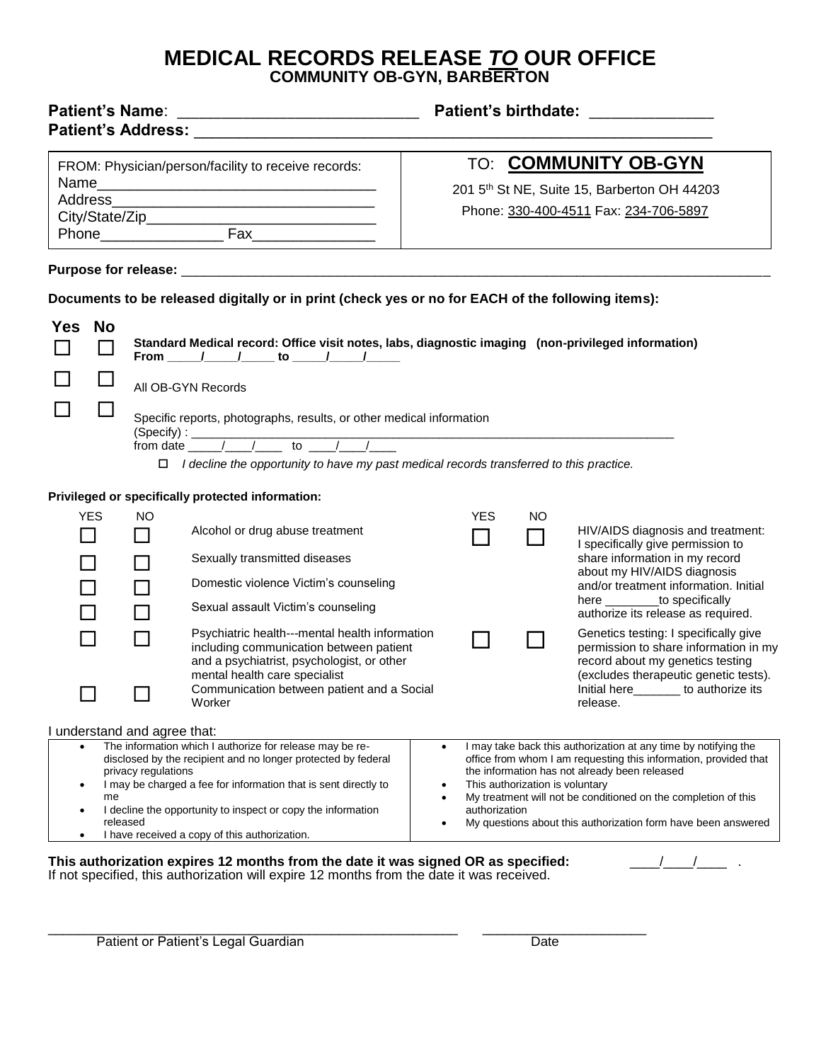# MEDICAL RECORDS RELEASE *TO* OUR OFFICE

**COMMUNITY OB-GYN, BARBERTON**

**Patient's Name**: ___________________________ **Patient's birthdate:** ______________

**Patient's Address:** ____________________________________________________________

| FROM: Physician/person/facility to receive records: | TO: **COMMUNITY OB-GYN** |
| --- | --- |
| Name__________________________________ | 201 5th St NE, Suite 15, Barberton OH 44203 |
| Address________________________________ | Phone: 330-400-4511 Fax: 234-706-5897 |
| City/State/Zip___________________________ | |
| Phone_______________ Fax_______________ | |

**Purpose for release:** _______________________________________________________________________________

**Documents to be released digitally or in print (check yes or no for EACH of the following items):**

| Yes | No | |
| --- | --- | --- |
| ☐ | ☐ | **Standard Medical record: Office visit notes, labs, diagnostic imaging (non-privileged information)** **From _____/_____/_____ to _____/_____/_____** |
| ☐ | ☐ | All OB-GYN Records |
| ☐ | ☐ | Specific reports, photographs, results, or other medical information (Specify) : ________________________________________________________________________ from date _____/____/____ to ____/____/____ |

☐ *I decline the opportunity to have my past medical records transferred to this practice.*

**Privileged or specifically protected information:**

| YES | NO | | YES | NO | |
| --- | --- | --- | --- | --- | --- |
| ☐ | ☐ | Alcohol or drug abuse treatment | ☐ | ☐ | HIV/AIDS diagnosis and treatment: I specifically give permission to share information in my record about my HIV/AIDS diagnosis and/or treatment information. Initial here ________to specifically authorize its release as required. |
| ☐ | ☐ | Sexually transmitted diseases | | | |
| ☐ | ☐ | Domestic violence Victim's counseling | | | |
| ☐ | ☐ | Sexual assault Victim's counseling | | | |
| ☐ | ☐ | Psychiatric health---mental health information including communication between patient and a psychiatrist, psychologist, or other mental health care specialist | ☐ | ☐ | Genetics testing: I specifically give permission to share information in my record about my genetics testing (excludes therapeutic genetic tests). Initial here_______ to authorize its release. |
| ☐ | ☐ | Communication between patient and a Social Worker | | | |

I understand and agree that:

- The information which I authorize for release may be re-disclosed by the recipient and no longer protected by federal privacy regulations
- I may be charged a fee for information that is sent directly to me
- I decline the opportunity to inspect or copy the information released
- I have received a copy of this authorization.
- I may take back this authorization at any time by notifying the office from whom I am requesting this information, provided that the information has not already been released
- This authorization is voluntary
- My treatment will not be conditioned on the completion of this authorization
- My questions about this authorization form have been answered

**This authorization expires 12 months from the date it was signed OR as specified:** ____/____/____ .
If not specified, this authorization will expire 12 months from the date it was received.

_____________________________________________________ _____________________

Patient or Patient's Legal Guardian Date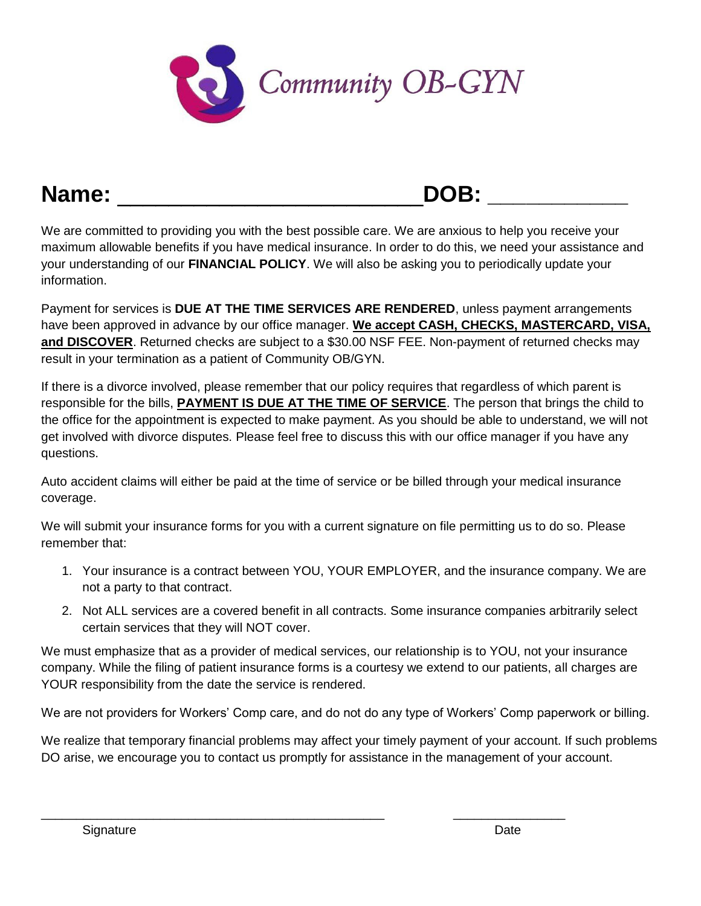Community OB-GYN

**Name: ___________________________DOB: _____________**

We are committed to providing you with the best possible care. We are anxious to help you receive your maximum allowable benefits if you have medical insurance. In order to do this, we need your assistance and your understanding of our **FINANCIAL POLICY**. We will also be asking you to periodically update your information.

Payment for services is **DUE AT THE TIME SERVICES ARE RENDERED**, unless payment arrangements have been approved in advance by our office manager. **We accept CASH, CHECKS, MASTERCARD, VISA, and DISCOVER**. Returned checks are subject to a $30.00 NSF FEE. Non-payment of returned checks may result in your termination as a patient of Community OB/GYN.

If there is a divorce involved, please remember that our policy requires that regardless of which parent is responsible for the bills, **PAYMENT IS DUE AT THE TIME OF SERVICE**. The person that brings the child to the office for the appointment is expected to make payment. As you should be able to understand, we will not get involved with divorce disputes. Please feel free to discuss this with our office manager if you have any questions.

Auto accident claims will either be paid at the time of service or be billed through your medical insurance coverage.

We will submit your insurance forms for you with a current signature on file permitting us to do so. Please remember that:

1. Your insurance is a contract between YOU, YOUR EMPLOYER, and the insurance company. We are not a party to that contract.
2. Not ALL services are a covered benefit in all contracts. Some insurance companies arbitrarily select certain services that they will NOT cover.

We must emphasize that as a provider of medical services, our relationship is to YOU, not your insurance company. While the filing of patient insurance forms is a courtesy we extend to our patients, all charges are YOUR responsibility from the date the service is rendered.

We are not providers for Workers' Comp care, and do not do any type of Workers' Comp paperwork or billing.

We realize that temporary financial problems may affect your timely payment of your account. If such problems DO arise, we encourage you to contact us promptly for assistance in the management of your account.

_______________________________________________ ________________

Signature Date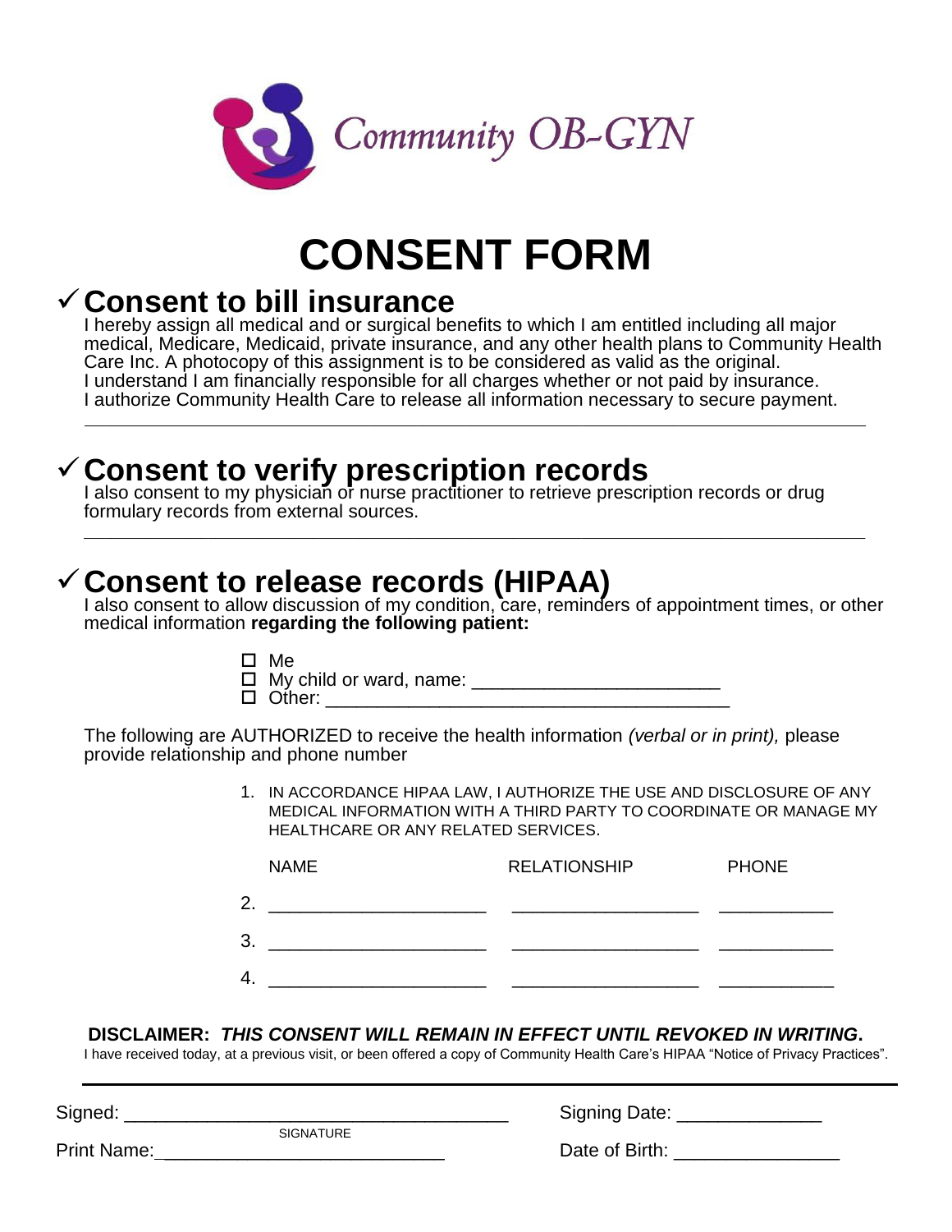Community OB-GYN

# CONSENT FORM

## ✓ Consent to bill insurance

I hereby assign all medical and or surgical benefits to which I am entitled including all major medical, Medicare, Medicaid, private insurance, and any other health plans to Community Health Care Inc. A photocopy of this assignment is to be considered as valid as the original.
I understand I am financially responsible for all charges whether or not paid by insurance.
I authorize Community Health Care to release all information necessary to secure payment.

---

## ✓ Consent to verify prescription records

I also consent to my physician or nurse practitioner to retrieve prescription records or drug formulary records from external sources.

---

## ✓ Consent to release records (HIPAA)

I also consent to allow discussion of my condition, care, reminders of appointment times, or other medical information **regarding the following patient:**

- ☐ Me
- ☐ My child or ward, name: ________________________
- ☐ Other: ________________________________________

The following are AUTHORIZED to receive the health information *(verbal or in print),* please provide relationship and phone number

1. IN ACCORDANCE HIPAA LAW, I AUTHORIZE THE USE AND DISCLOSURE OF ANY MEDICAL INFORMATION WITH A THIRD PARTY TO COORDINATE OR MANAGE MY HEALTHCARE OR ANY RELATED SERVICES.

| | NAME | RELATIONSHIP | PHONE |
|---|---|---|---|
| 2. | _____________________ | __________________ | ___________ |
| 3. | _____________________ | __________________ | ___________ |
| 4. | _____________________ | __________________ | ___________ |

**DISCLAIMER:** ***THIS CONSENT WILL REMAIN IN EFFECT UNTIL REVOKED IN WRITING*****.**

I have received today, at a previous visit, or been offered a copy of Community Health Care's HIPAA "Notice of Privacy Practices".

---

Signed: ______________________________________ Signing Date: ______________
SIGNATURE

Print Name: ____________________________ Date of Birth: ________________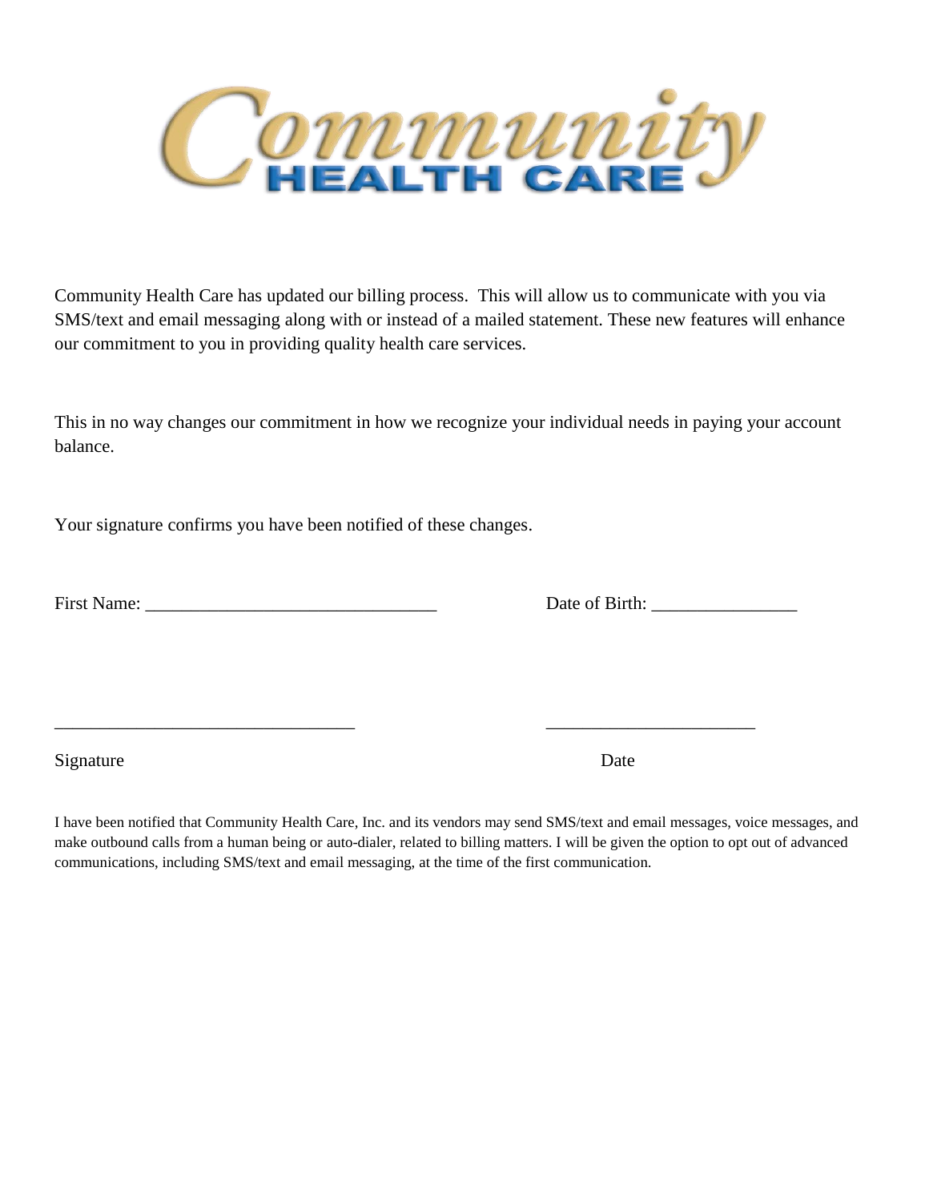# Community HEALTH CARE

Community Health Care has updated our billing process. This will allow us to communicate with you via SMS/text and email messaging along with or instead of a mailed statement. These new features will enhance our commitment to you in providing quality health care services.

This in no way changes our commitment in how we recognize your individual needs in paying your account balance.

Your signature confirms you have been notified of these changes.

First Name: _______________________________ Date of Birth: _______________

_______________________________ _______________________

Signature Date

I have been notified that Community Health Care, Inc. and its vendors may send SMS/text and email messages, voice messages, and make outbound calls from a human being or auto-dialer, related to billing matters. I will be given the option to opt out of advanced communications, including SMS/text and email messaging, at the time of the first communication.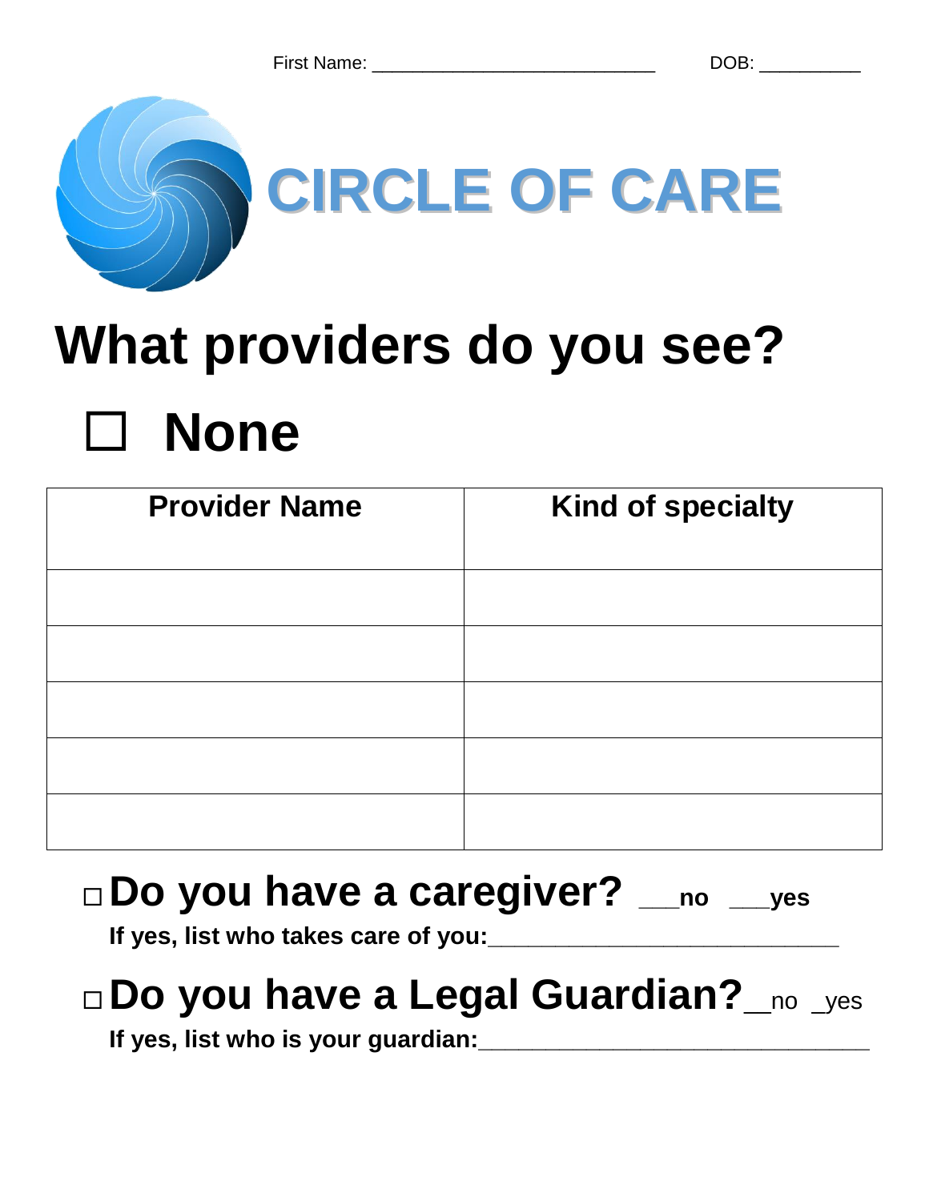First Name: ___________________________ DOB: __________

# CIRCLE OF CARE

# What providers do you see?

# ☐ None

| Provider Name | Kind of specialty |
|---|---|
| | |
| | |
| | |
| | |
| | |

## ☐ Do you have a caregiver? ___no ___yes

**If yes, list who takes care of you:**___________________________

## ☐ Do you have a Legal Guardian? __no _yes

**If yes, list who is your guardian:**______________________________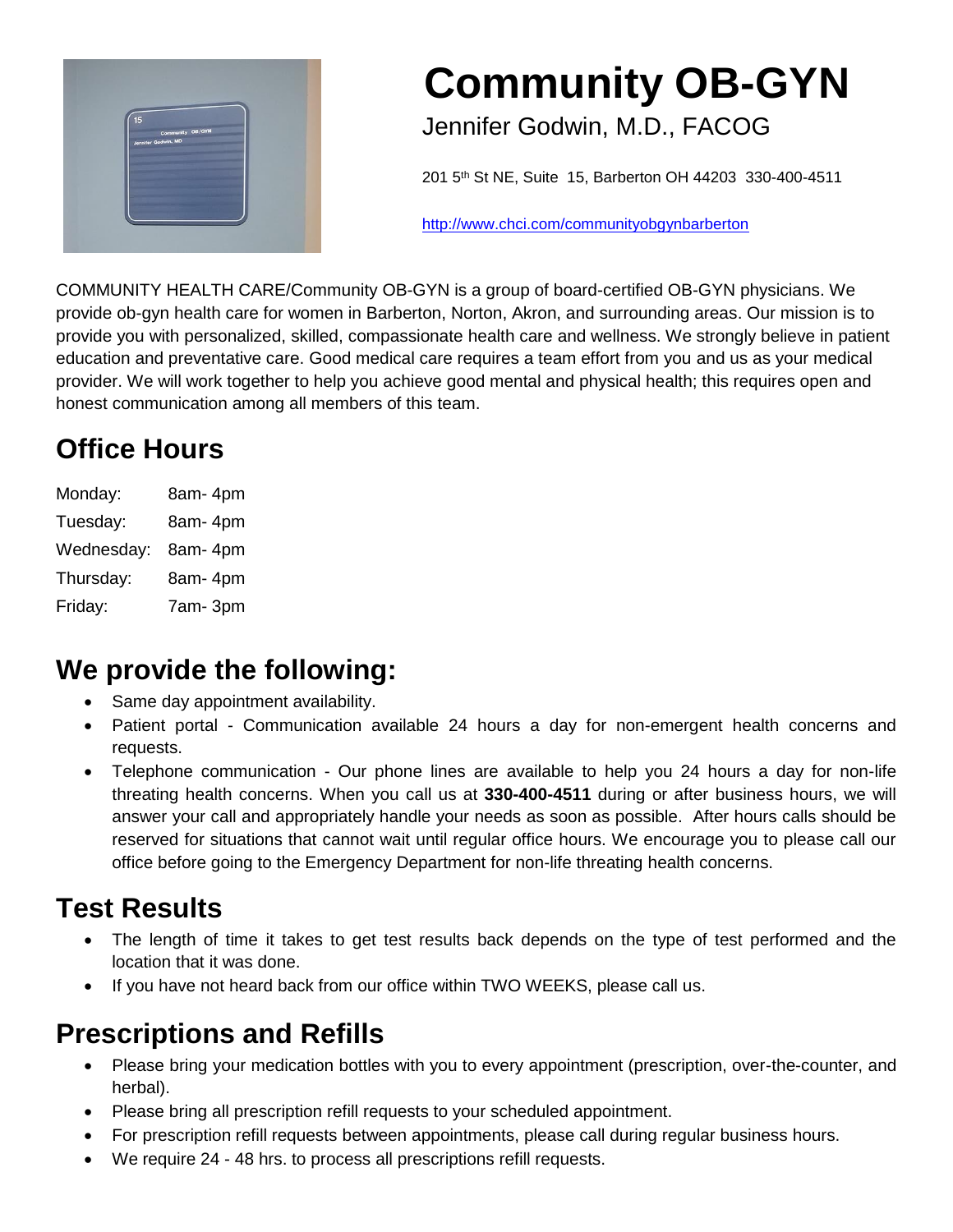# Community OB-GYN

Jennifer Godwin, M.D., FACOG

201 5th St NE, Suite 15, Barberton OH 44203 330-400-4511

http://www.chci.com/communityobgynbarberton

COMMUNITY HEALTH CARE/Community OB-GYN is a group of board-certified OB-GYN physicians. We provide ob-gyn health care for women in Barberton, Norton, Akron, and surrounding areas. Our mission is to provide you with personalized, skilled, compassionate health care and wellness. We strongly believe in patient education and preventative care. Good medical care requires a team effort from you and us as your medical provider. We will work together to help you achieve good mental and physical health; this requires open and honest communication among all members of this team.

## Office Hours

| | |
|---|---|
| Monday: | 8am- 4pm |
| Tuesday: | 8am- 4pm |
| Wednesday: | 8am- 4pm |
| Thursday: | 8am- 4pm |
| Friday: | 7am- 3pm |

## We provide the following:

- Same day appointment availability.
- Patient portal - Communication available 24 hours a day for non-emergent health concerns and requests.
- Telephone communication - Our phone lines are available to help you 24 hours a day for non-life threating health concerns. When you call us at **330-400-4511** during or after business hours, we will answer your call and appropriately handle your needs as soon as possible. After hours calls should be reserved for situations that cannot wait until regular office hours. We encourage you to please call our office before going to the Emergency Department for non-life threating health concerns.

## Test Results

- The length of time it takes to get test results back depends on the type of test performed and the location that it was done.
- If you have not heard back from our office within TWO WEEKS, please call us.

## Prescriptions and Refills

- Please bring your medication bottles with you to every appointment (prescription, over-the-counter, and herbal).
- Please bring all prescription refill requests to your scheduled appointment.
- For prescription refill requests between appointments, please call during regular business hours.
- We require 24 - 48 hrs. to process all prescriptions refill requests.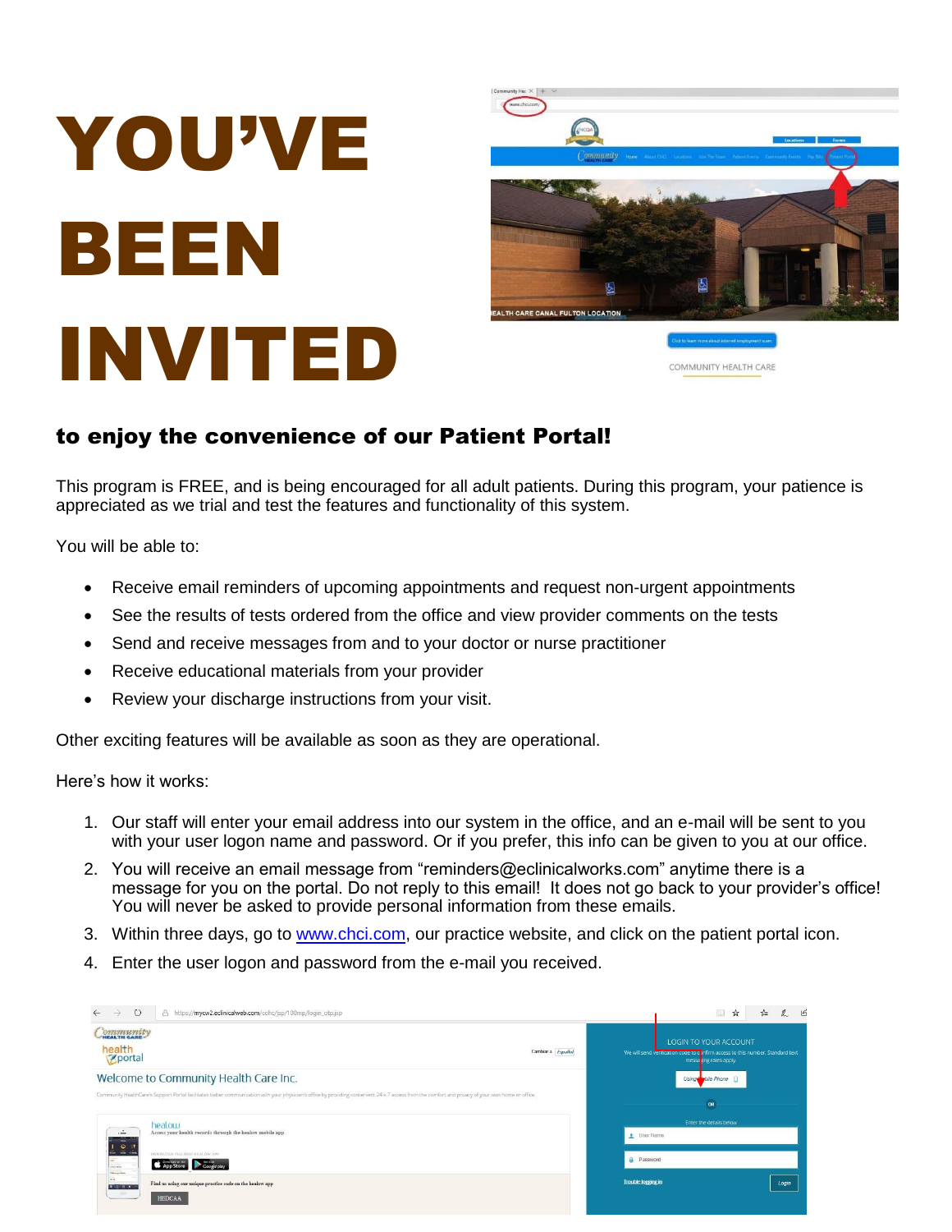# YOU'VE BEEN INVITED

## to enjoy the convenience of our Patient Portal!

This program is FREE, and is being encouraged for all adult patients. During this program, your patience is appreciated as we trial and test the features and functionality of this system.

You will be able to:

- Receive email reminders of upcoming appointments and request non-urgent appointments
- See the results of tests ordered from the office and view provider comments on the tests
- Send and receive messages from and to your doctor or nurse practitioner
- Receive educational materials from your provider
- Review your discharge instructions from your visit.

Other exciting features will be available as soon as they are operational.

Here's how it works:

1. Our staff will enter your email address into our system in the office, and an e-mail will be sent to you with your user logon name and password. Or if you prefer, this info can be given to you at our office.
2. You will receive an email message from "reminders@eclinicalworks.com" anytime there is a message for you on the portal. Do not reply to this email! It does not go back to your provider's office! You will never be asked to provide personal information from these emails.
3. Within three days, go to www.chci.com, our practice website, and click on the patient portal icon.
4. Enter the user logon and password from the e-mail you received.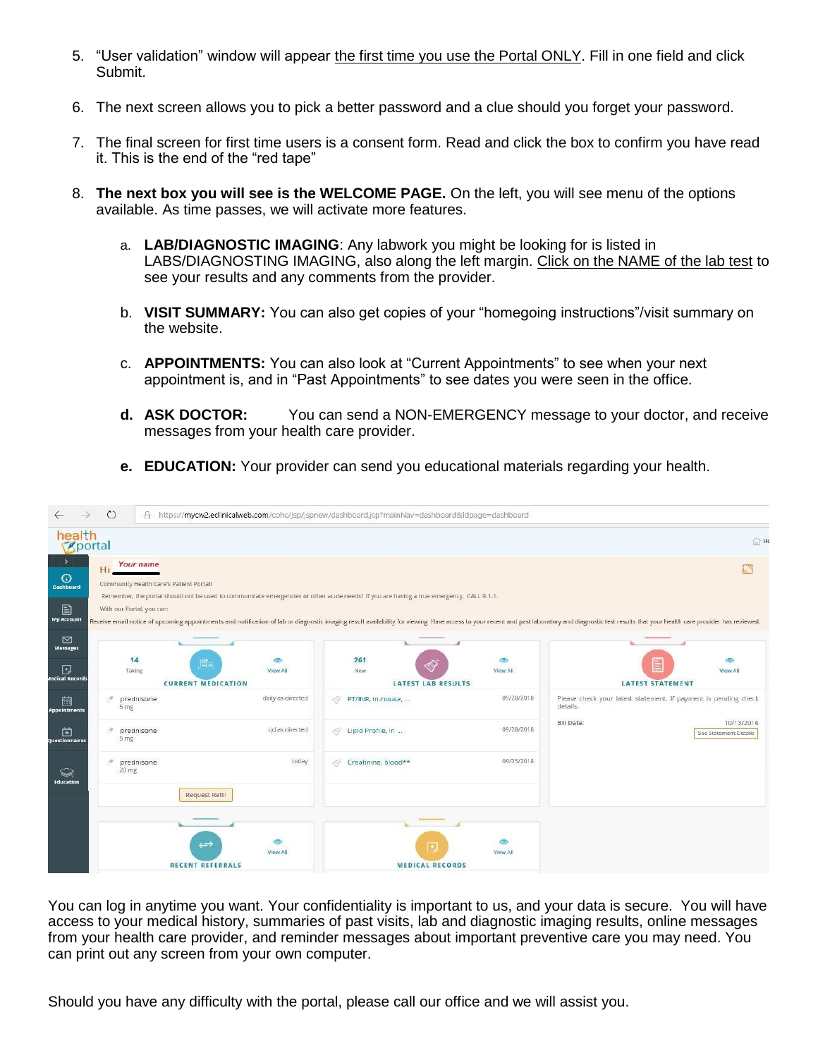5. "User validation" window will appear the first time you use the Portal ONLY. Fill in one field and click Submit.

6. The next screen allows you to pick a better password and a clue should you forget your password.

7. The final screen for first time users is a consent form. Read and click the box to confirm you have read it. This is the end of the "red tape"

8. **The next box you will see is the WELCOME PAGE.** On the left, you will see menu of the options available. As time passes, we will activate more features.

   a. **LAB/DIAGNOSTIC IMAGING**: Any labwork you might be looking for is listed in LABS/DIAGNOSTING IMAGING, also along the left margin. Click on the NAME of the lab test to see your results and any comments from the provider.

   b. **VISIT SUMMARY:** You can also get copies of your "homegoing instructions"/visit summary on the website.

   c. **APPOINTMENTS:** You can also look at "Current Appointments" to see when your next appointment is, and in "Past Appointments" to see dates you were seen in the office.

   **d. ASK DOCTOR:** You can send a NON-EMERGENCY message to your doctor, and receive messages from your health care provider.

   **e. EDUCATION:** Your provider can send you educational materials regarding your health.

You can log in anytime you want. Your confidentiality is important to us, and your data is secure. You will have access to your medical history, summaries of past visits, lab and diagnostic imaging results, online messages from your health care provider, and reminder messages about important preventive care you may need. You can print out any screen from your own computer.

Should you have any difficulty with the portal, please call our office and we will assist you.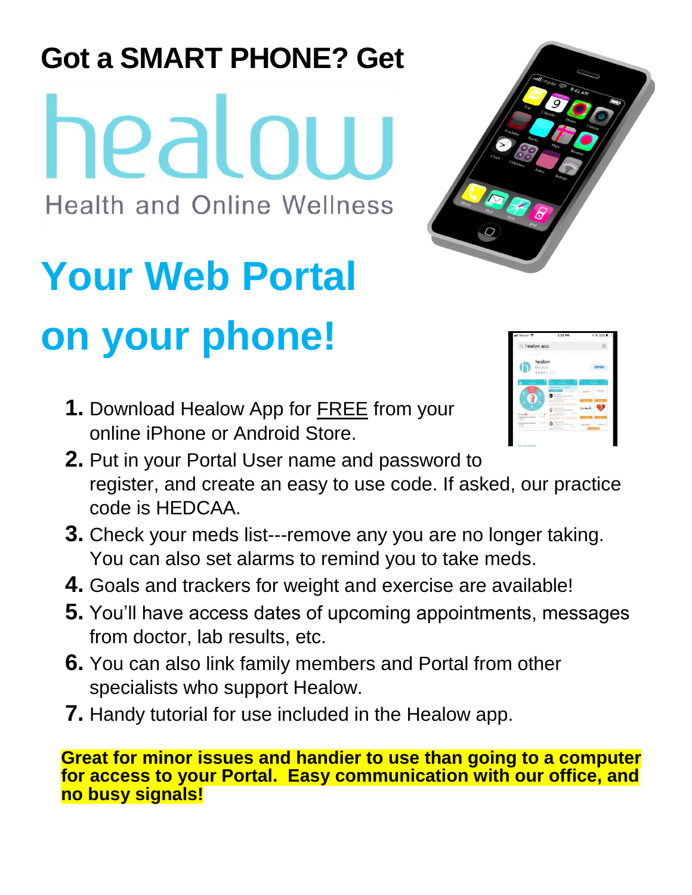# Got a SMART PHONE? Get

# healow

Health and Online Wellness

# Your Web Portal on your phone!

1. Download Healow App for FREE from your online iPhone or Android Store.
2. Put in your Portal User name and password to register, and create an easy to use code. If asked, our practice code is HEDCAA.
3. Check your meds list---remove any you are no longer taking. You can also set alarms to remind you to take meds.
4. Goals and trackers for weight and exercise are available!
5. You'll have access dates of upcoming appointments, messages from doctor, lab results, etc.
6. You can also link family members and Portal from other specialists who support Healow.
7. Handy tutorial for use included in the Healow app.

**Great for minor issues and handier to use than going to a computer for access to your Portal. Easy communication with our office, and no busy signals!**